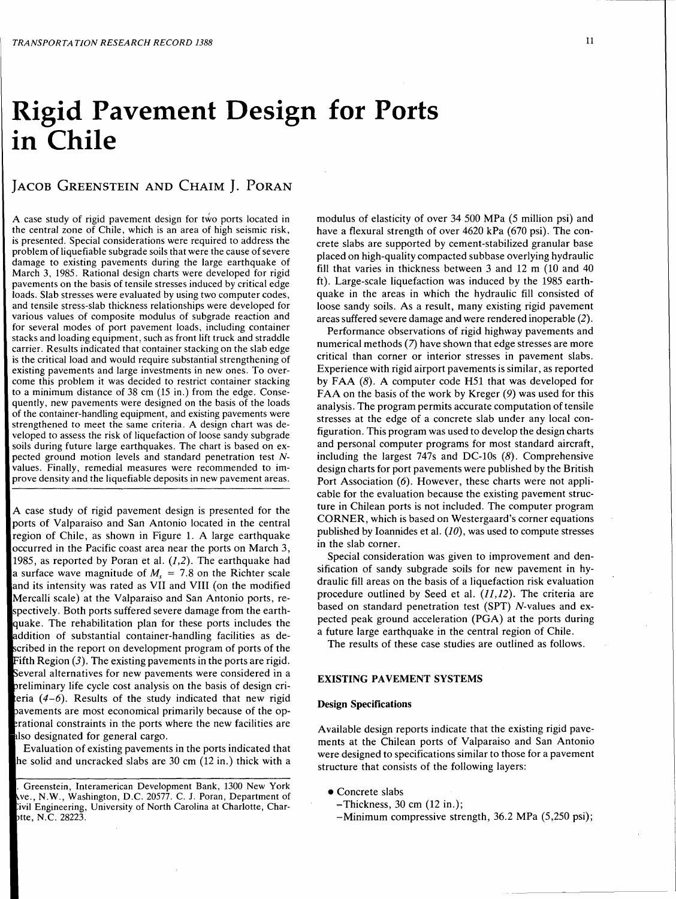# Rigid Pavement Design for Ports in Chile

## Jacob Greenstein and Chaim J. Poran

A case study of rigid pavement design for two ports located in the central zone of Chile, which is an area of high seismic risk, is presented. Special considerations were required to address the problem of liquefiable subgrade soils that were the cause of severe damage to existing pavements during the large earthquake of March 3, 1985. Rational design charts were developed for rigid pavements on the basis of tensile stresses induced by critical edge loads. Slab stresses were evaluated by using two computer codes, and tensile stress-slab thickness relationships were developed for various values of composite modulus of subgrade reaction and for several modes of port pavement loads, including container stacks and loading equipment, such as front lift truck and straddle carrier. Results indicated that container stacking on the slab edge is the critical load and would require substantial strengthening of existing pavements and large investments in new ones. To overcome this problem it was decided to restrict container stacking to a minimum distance of 38 cm (15 in.) from the edge. Consequently, new pavements were designed on the basis of the loads of the container-handling equipment, and existing pavements were strengthened to meet the same criteria. A design chart was developed to assess the risk of liquefaction of loose sandy subgrade soils during future large earthquakes. The chart is based on expected ground motion levels and standard penetration test *N*-values. Finally, remedial measures were recommended to improve density and the liquefiable deposits in new pavement areas.

A case study of rigid pavement design is presented for the ports of Valparaiso and San Antonio located in the central region of Chile, as shown in Figure 1. A large earthquake occurred in the Pacific coast area near the ports on March 3, 1985, as reported by Poran et al. (*1,2*). The earthquake had a surface wave magnitude of $M_s = 7.8$ on the Richter scale and its intensity was rated as VII and VIII (on the modified Mercalli scale) at the Valparaiso and San Antonio ports, respectively. Both ports suffered severe damage from the earthquake. The rehabilitation plan for these ports includes the addition of substantial container-handling facilities as described in the report on development program of ports of the Fifth Region (*3*). The existing pavements in the ports are rigid. Several alternatives for new pavements were considered in a preliminary life cycle cost analysis on the basis of design criteria (*4–6*). Results of the study indicated that new rigid pavements are most economical primarily because of the operational constraints in the ports where the new facilities are also designated for general cargo.

Evaluation of existing pavements in the ports indicated that the solid and uncracked slabs are 30 cm (12 in.) thick with a modulus of elasticity of over 34 500 MPa (5 million psi) and have a flexural strength of over 4620 kPa (670 psi). The concrete slabs are supported by cement-stabilized granular base placed on high-quality compacted subbase overlying hydraulic fill that varies in thickness between 3 and 12 m (10 and 40 ft). Large-scale liquefaction was induced by the 1985 earthquake in the areas in which the hydraulic fill consisted of loose sandy soils. As a result, many existing rigid pavement areas suffered severe damage and were rendered inoperable (*2*).

Performance observations of rigid highway pavements and numerical methods (*7*) have shown that edge stresses are more critical than corner or interior stresses in pavement slabs. Experience with rigid airport pavements is similar, as reported by FAA (*8*). A computer code H51 that was developed for FAA on the basis of the work by Kreger (*9*) was used for this analysis. The program permits accurate computation of tensile stresses at the edge of a concrete slab under any local configuration. This program was used to develop the design charts and personal computer programs for most standard aircraft, including the largest 747s and DC-10s (*8*). Comprehensive design charts for port pavements were published by the British Port Association (*6*). However, these charts were not applicable for the evaluation because the existing pavement structure in Chilean ports is not included. The computer program CORNER, which is based on Westergaard's corner equations published by Ioannides et al. (*10*), was used to compute stresses in the slab corner.

Special consideration was given to improvement and densification of sandy subgrade soils for new pavement in hydraulic fill areas on the basis of a liquefaction risk evaluation procedure outlined by Seed et al. (*11,12*). The criteria are based on standard penetration test (SPT) *N*-values and expected peak ground acceleration (PGA) at the ports during a future large earthquake in the central region of Chile.

The results of these case studies are outlined as follows.

## EXISTING PAVEMENT SYSTEMS

### Design Specifications

Available design reports indicate that the existing rigid pavements at the Chilean ports of Valparaiso and San Antonio were designed to specifications similar to those for a pavement structure that consists of the following layers:

- Concrete slabs
  - Thickness, 30 cm (12 in.);
  - Minimum compressive strength, 36.2 MPa (5,250 psi);

J. Greenstein, Interamerican Development Bank, 1300 New York Ave., N.W., Washington, D.C. 20577. C. J. Poran, Department of Civil Engineering, University of North Carolina at Charlotte, Charlotte, N.C. 28223.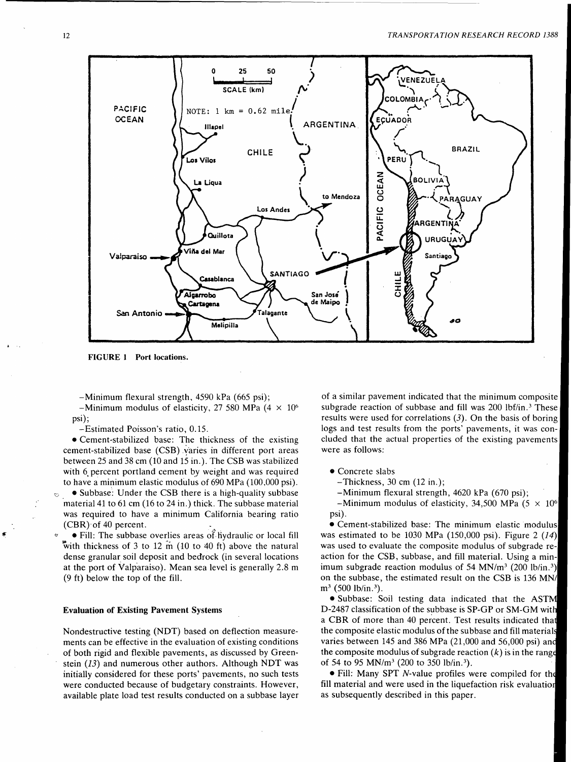FIGURE 1 Port locations.

–Minimum flexural strength, 4590 kPa (665 psi);

–Minimum modulus of elasticity, 27 580 MPa ($4 \times 10^6$ psi);

–Estimated Poisson's ratio, 0.15.

- Cement-stabilized base: The thickness of the existing cement-stabilized base (CSB) varies in different port areas between 25 and 38 cm (10 and 15 in.). The CSB was stabilized with 6 percent portland cement by weight and was required to have a minimum elastic modulus of 690 MPa (100,000 psi).
- Subbase: Under the CSB there is a high-quality subbase material 41 to 61 cm (16 to 24 in.) thick. The subbase material was required to have a minimum California bearing ratio (CBR) of 40 percent.
- Fill: The subbase overlies areas of hydraulic or local fill with thickness of 3 to 12 m (10 to 40 ft) above the natural dense granular soil deposit and bedrock (in several locations at the port of Valparaiso). Mean sea level is generally 2.8 m (9 ft) below the top of the fill.

### Evaluation of Existing Pavement Systems

Nondestructive testing (NDT) based on deflection measurements can be effective in the evaluation of existing conditions of both rigid and flexible pavements, as discussed by Greenstein (*13*) and numerous other authors. Although NDT was initially considered for these ports' pavements, no such tests were conducted because of budgetary constraints. However, available plate load test results conducted on a subbase layer of a similar pavement indicated that the minimum composite subgrade reaction of subbase and fill was 200 lbf/in.$^3$ These results were used for correlations (*3*). On the basis of boring logs and test results from the ports' pavements, it was concluded that the actual properties of the existing pavements were as follows:

- Concrete slabs

  –Thickness, 30 cm (12 in.);

  –Minimum flexural strength, 4620 kPa (670 psi);

  –Minimum modulus of elasticity, 34,500 MPa ($5 \times 10^6$ psi).
- Cement-stabilized base: The minimum elastic modulus was estimated to be 1030 MPa (150,000 psi). Figure 2 (*14*) was used to evaluate the composite modulus of subgrade reaction for the CSB, subbase, and fill material. Using a minimum subgrade reaction modulus of 54 MN/m$^3$ (200 lb/in.$^3$) on the subbase, the estimated result on the CSB is 136 MN/m$^3$ (500 lb/in.$^3$).
- Subbase: Soil testing data indicated that the ASTM D-2487 classification of the subbase is SP-GP or SM-GM with a CBR of more than 40 percent. Test results indicated that the composite elastic modulus of the subbase and fill materials varies between 145 and 386 MPa (21,000 and 56,000 psi) and the composite modulus of subgrade reaction ($k$) is in the range of 54 to 95 MN/m$^3$ (200 to 350 lb/in.$^3$).
- Fill: Many SPT $N$-value profiles were compiled for the fill material and were used in the liquefaction risk evaluation as subsequently described in this paper.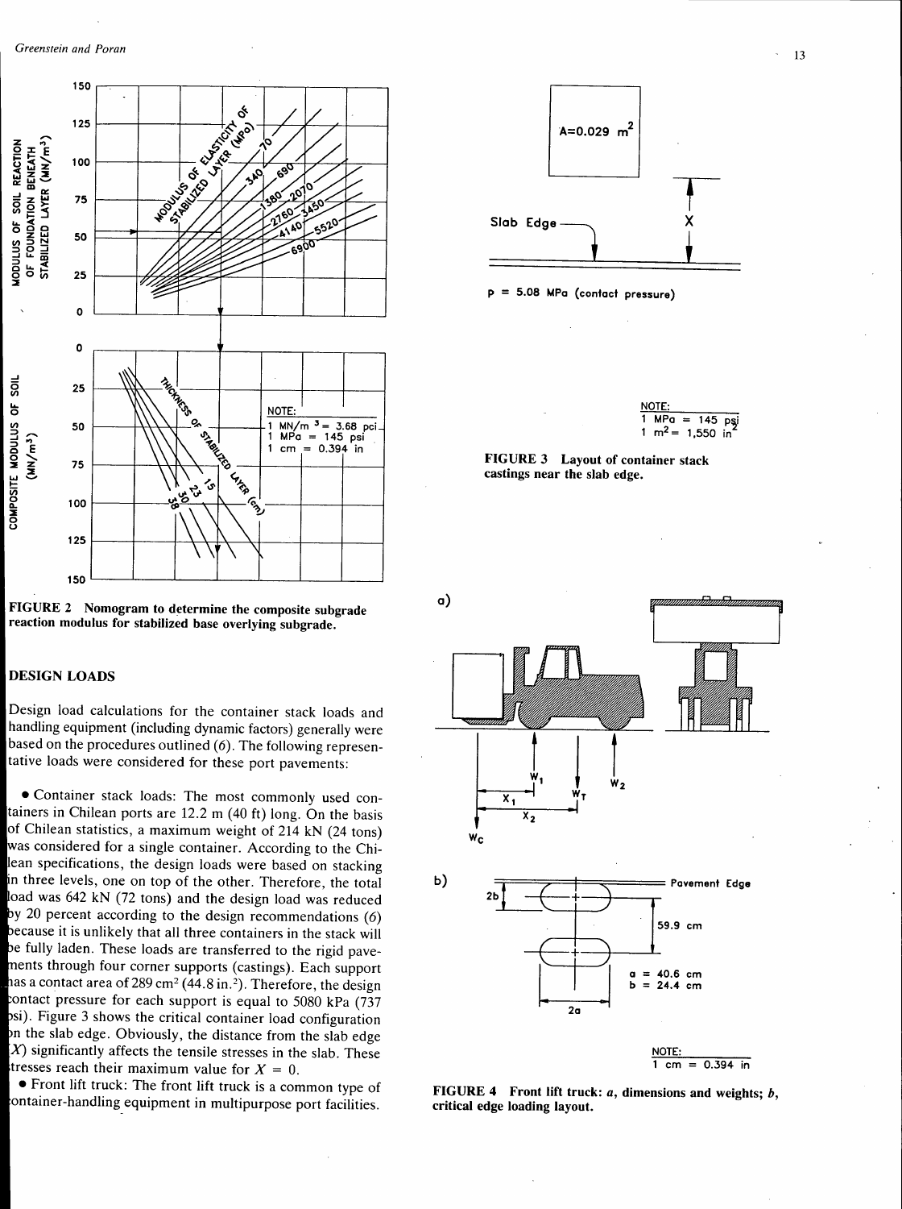FIGURE 2 Nomogram to determine the composite subgrade reaction modulus for stabilized base overlying subgrade.

## DESIGN LOADS

Design load calculations for the container stack loads and handling equipment (including dynamic factors) generally were based on the procedures outlined (*6*). The following representative loads were considered for these port pavements:

- Container stack loads: The most commonly used containers in Chilean ports are 12.2 m (40 ft) long. On the basis of Chilean statistics, a maximum weight of 214 kN (24 tons) was considered for a single container. According to the Chilean specifications, the design loads were based on stacking in three levels, one on top of the other. Therefore, the total load was 642 kN (72 tons) and the design load was reduced by 20 percent according to the design recommendations (*6*) because it is unlikely that all three containers in the stack will be fully laden. These loads are transferred to the rigid pavements through four corner supports (castings). Each support has a contact area of 289 cm$^2$ (44.8 in.$^2$). Therefore, the design contact pressure for each support is equal to 5080 kPa (737 psi). Figure 3 shows the critical container load configuration on the slab edge. Obviously, the distance from the slab edge ($X$) significantly affects the tensile stresses in the slab. These stresses reach their maximum value for $X = 0$.
- Front lift truck: The front lift truck is a common type of container-handling equipment in multipurpose port facilities.

FIGURE 3 Layout of container stack castings near the slab edge.

FIGURE 4 Front lift truck: *a*, dimensions and weights; *b*, critical edge loading layout.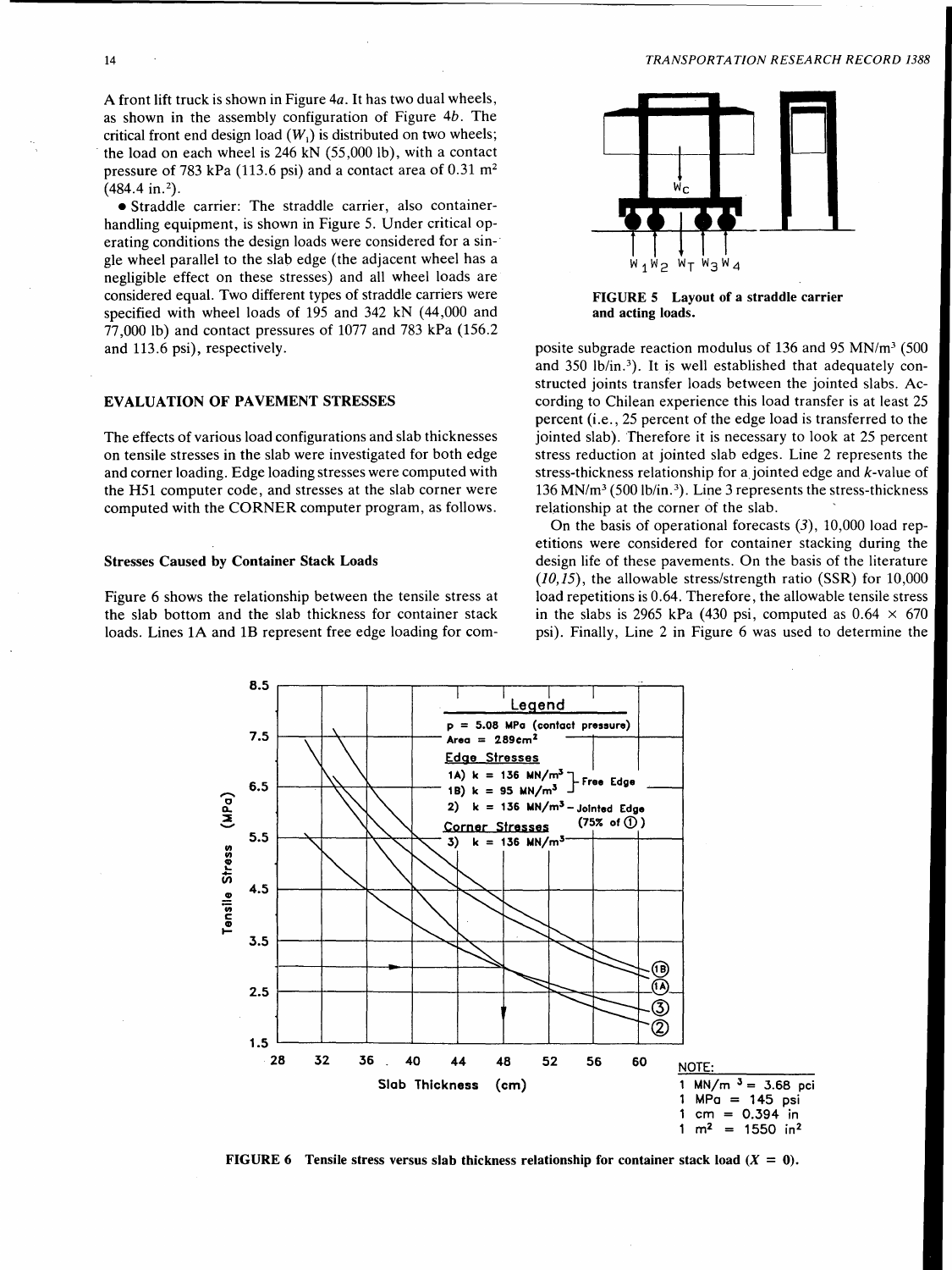A front lift truck is shown in Figure 4*a*. It has two dual wheels, as shown in the assembly configuration of Figure 4*b*. The critical front end design load ($W_1$) is distributed on two wheels; the load on each wheel is 246 kN (55,000 lb), with a contact pressure of 783 kPa (113.6 psi) and a contact area of 0.31 m² (484.4 in.²).

- Straddle carrier: The straddle carrier, also container-handling equipment, is shown in Figure 5. Under critical operating conditions the design loads were considered for a single wheel parallel to the slab edge (the adjacent wheel has a negligible effect on these stresses) and all wheel loads are considered equal. Two different types of straddle carriers were specified with wheel loads of 195 and 342 kN (44,000 and 77,000 lb) and contact pressures of 1077 and 783 kPa (156.2 and 113.6 psi), respectively.

FIGURE 5 Layout of a straddle carrier and acting loads.

## EVALUATION OF PAVEMENT STRESSES

The effects of various load configurations and slab thicknesses on tensile stresses in the slab were investigated for both edge and corner loading. Edge loading stresses were computed with the H51 computer code, and stresses at the slab corner were computed with the CORNER computer program, as follows.

### Stresses Caused by Container Stack Loads

Figure 6 shows the relationship between the tensile stress at the slab bottom and the slab thickness for container stack loads. Lines 1A and 1B represent free edge loading for composite subgrade reaction modulus of 136 and 95 MN/m³ (500 and 350 lb/in.³). It is well established that adequately constructed joints transfer loads between the jointed slabs. According to Chilean experience this load transfer is at least 25 percent (i.e., 25 percent of the edge load is transferred to the jointed slab). Therefore it is necessary to look at 25 percent stress reduction at jointed slab edges. Line 2 represents the stress-thickness relationship for a jointed edge and *k*-value of 136 MN/m³ (500 lb/in.³). Line 3 represents the stress-thickness relationship at the corner of the slab.

On the basis of operational forecasts (*3*), 10,000 load repetitions were considered for container stacking during the design life of these pavements. On the basis of the literature (*10,15*), the allowable stress/strength ratio (SSR) for 10,000 load repetitions is 0.64. Therefore, the allowable tensile stress in the slabs is 2965 kPa (430 psi, computed as $0.64 \times 670$ psi). Finally, Line 2 in Figure 6 was used to determine the

FIGURE 6 Tensile stress versus slab thickness relationship for container stack load ($X = 0$).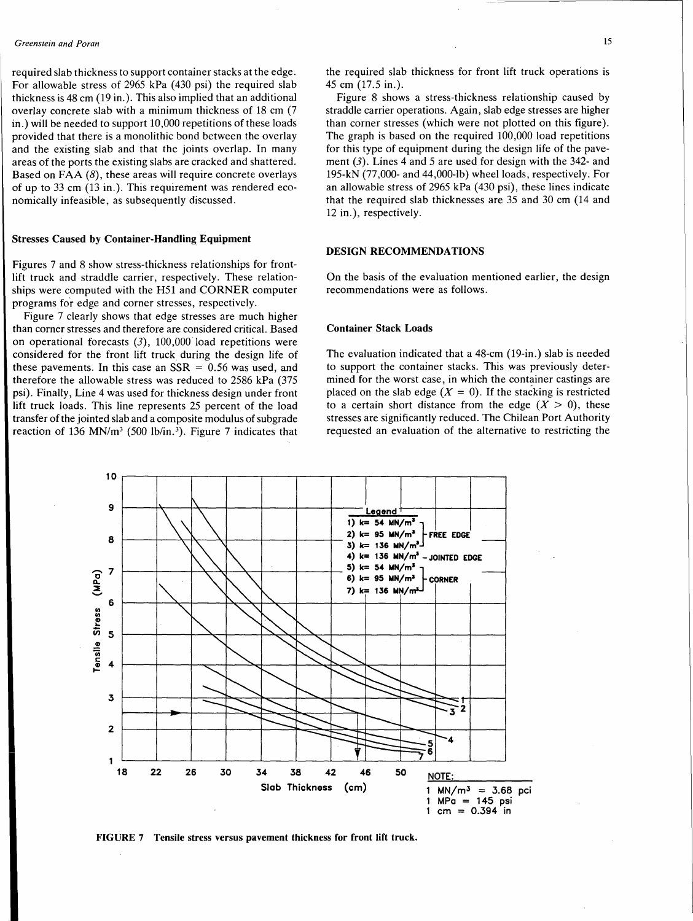required slab thickness to support container stacks at the edge. For allowable stress of 2965 kPa (430 psi) the required slab thickness is 48 cm (19 in.). This also implied that an additional overlay concrete slab with a minimum thickness of 18 cm (7 in.) will be needed to support 10,000 repetitions of these loads provided that there is a monolithic bond between the overlay and the existing slab and that the joints overlap. In many areas of the ports the existing slabs are cracked and shattered. Based on FAA (*8*), these areas will require concrete overlays of up to 33 cm (13 in.). This requirement was rendered economically infeasible, as subsequently discussed.

### Stresses Caused by Container-Handling Equipment

Figures 7 and 8 show stress-thickness relationships for front-lift truck and straddle carrier, respectively. These relationships were computed with the H51 and CORNER computer programs for edge and corner stresses, respectively.

Figure 7 clearly shows that edge stresses are much higher than corner stresses and therefore are considered critical. Based on operational forecasts (*3*), 100,000 load repetitions were considered for the front lift truck during the design life of these pavements. In this case an SSR = 0.56 was used, and therefore the allowable stress was reduced to 2586 kPa (375 psi). Finally, Line 4 was used for thickness design under front lift truck loads. This line represents 25 percent of the load transfer of the jointed slab and a composite modulus of subgrade reaction of 136 $MN/m^3$ (500 $lb/in.^3$). Figure 7 indicates that the required slab thickness for front lift truck operations is 45 cm (17.5 in.).

Figure 8 shows a stress-thickness relationship caused by straddle carrier operations. Again, slab edge stresses are higher than corner stresses (which were not plotted on this figure). The graph is based on the required 100,000 load repetitions for this type of equipment during the design life of the pavement (*3*). Lines 4 and 5 are used for design with the 342- and 195-kN (77,000- and 44,000-lb) wheel loads, respectively. For an allowable stress of 2965 kPa (430 psi), these lines indicate that the required slab thicknesses are 35 and 30 cm (14 and 12 in.), respectively.

## DESIGN RECOMMENDATIONS

On the basis of the evaluation mentioned earlier, the design recommendations were as follows.

### Container Stack Loads

The evaluation indicated that a 48-cm (19-in.) slab is needed to support the container stacks. This was previously determined for the worst case, in which the container castings are placed on the slab edge ($X = 0$). If the stacking is restricted to a certain short distance from the edge ($X > 0$), these stresses are significantly reduced. The Chilean Port Authority requested an evaluation of the alternative to restricting the

**FIGURE 7 Tensile stress versus pavement thickness for front lift truck.**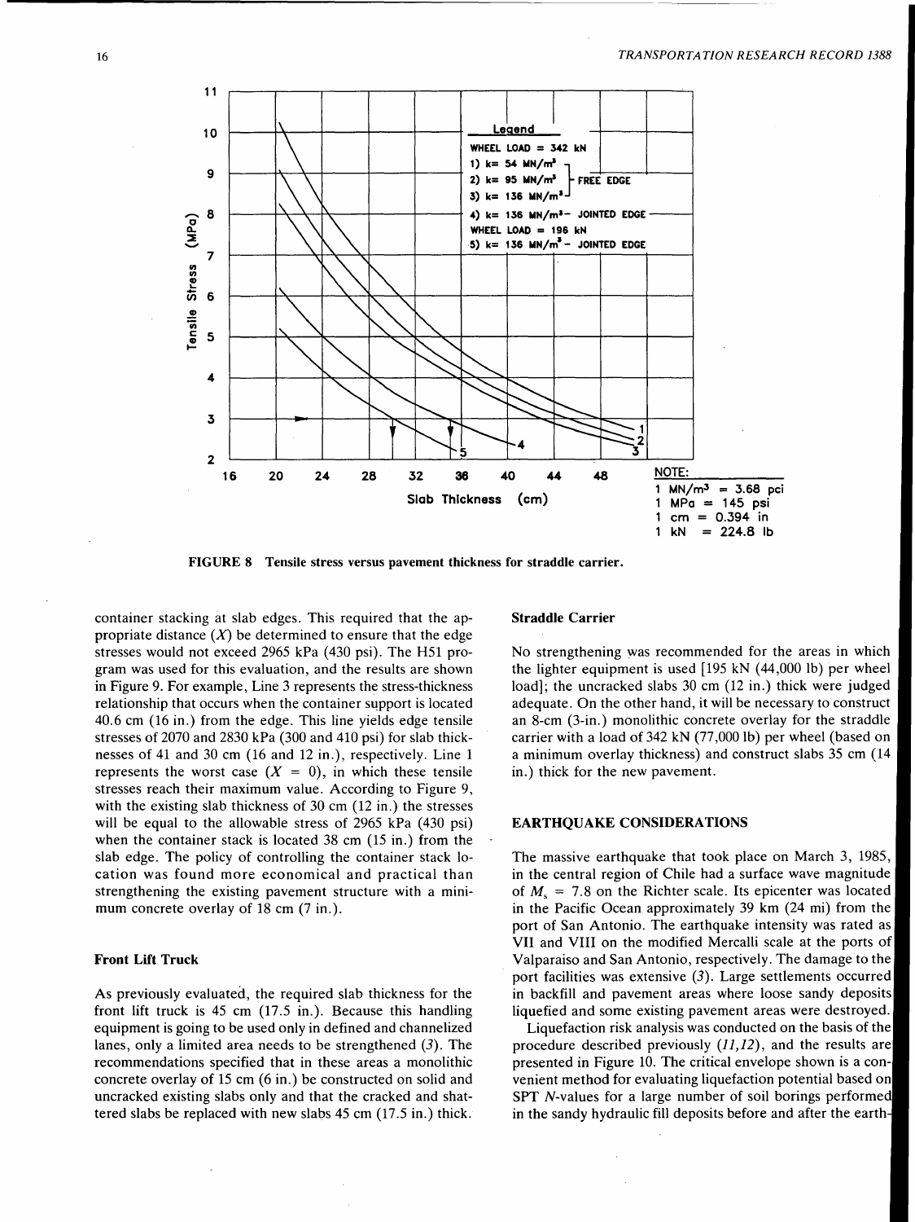FIGURE 8 Tensile stress versus pavement thickness for straddle carrier.

container stacking at slab edges. This required that the appropriate distance ($X$) be determined to ensure that the edge stresses would not exceed 2965 kPa (430 psi). The H51 program was used for this evaluation, and the results are shown in Figure 9. For example, Line 3 represents the stress-thickness relationship that occurs when the container support is located 40.6 cm (16 in.) from the edge. This line yields edge tensile stresses of 2070 and 2830 kPa (300 and 410 psi) for slab thicknesses of 41 and 30 cm (16 and 12 in.), respectively. Line 1 represents the worst case ($X = 0$), in which these tensile stresses reach their maximum value. According to Figure 9, with the existing slab thickness of 30 cm (12 in.) the stresses will be equal to the allowable stress of 2965 kPa (430 psi) when the container stack is located 38 cm (15 in.) from the slab edge. The policy of controlling the container stack location was found more economical and practical than strengthening the existing pavement structure with a minimum concrete overlay of 18 cm (7 in.).

### Front Lift Truck

As previously evaluated, the required slab thickness for the front lift truck is 45 cm (17.5 in.). Because this handling equipment is going to be used only in defined and channelized lanes, only a limited area needs to be strengthened (3). The recommendations specified that in these areas a monolithic concrete overlay of 15 cm (6 in.) be constructed on solid and uncracked existing slabs only and that the cracked and shattered slabs be replaced with new slabs 45 cm (17.5 in.) thick.

### Straddle Carrier

No strengthening was recommended for the areas in which the lighter equipment is used [195 kN (44,000 lb) per wheel load]; the uncracked slabs 30 cm (12 in.) thick were judged adequate. On the other hand, it will be necessary to construct an 8-cm (3-in.) monolithic concrete overlay for the straddle carrier with a load of 342 kN (77,000 lb) per wheel (based on a minimum overlay thickness) and construct slabs 35 cm (14 in.) thick for the new pavement.

## EARTHQUAKE CONSIDERATIONS

The massive earthquake that took place on March 3, 1985, in the central region of Chile had a surface wave magnitude of $M_s = 7.8$ on the Richter scale. Its epicenter was located in the Pacific Ocean approximately 39 km (24 mi) from the port of San Antonio. The earthquake intensity was rated as VII and VIII on the modified Mercalli scale at the ports of Valparaiso and San Antonio, respectively. The damage to the port facilities was extensive (3). Large settlements occurred in backfill and pavement areas where loose sandy deposits liquefied and some existing pavement areas were destroyed.

Liquefaction risk analysis was conducted on the basis of the procedure described previously (11,12), and the results are presented in Figure 10. The critical envelope shown is a convenient method for evaluating liquefaction potential based on SPT $N$-values for a large number of soil borings performed in the sandy hydraulic fill deposits before and after the earth-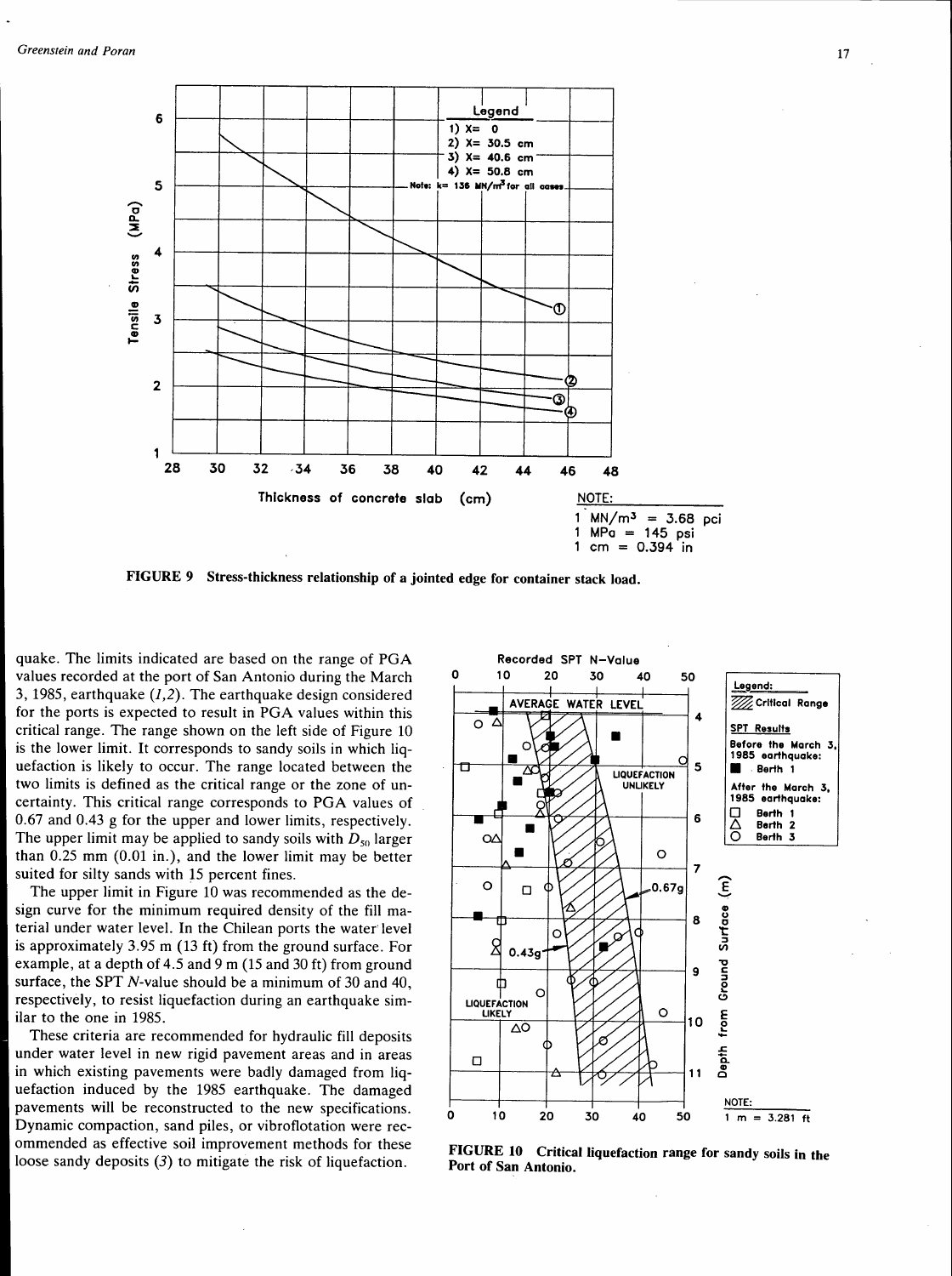FIGURE 9 Stress-thickness relationship of a jointed edge for container stack load.

quake. The limits indicated are based on the range of PGA values recorded at the port of San Antonio during the March 3, 1985, earthquake (*1,2*). The earthquake design considered for the ports is expected to result in PGA values within this critical range. The range shown on the left side of Figure 10 is the lower limit. It corresponds to sandy soils in which liquefaction is likely to occur. The range located between the two limits is defined as the critical range or the zone of uncertainty. This critical range corresponds to PGA values of 0.67 and 0.43 g for the upper and lower limits, respectively. The upper limit may be applied to sandy soils with $D_{50}$ larger than 0.25 mm (0.01 in.), and the lower limit may be better suited for silty sands with 15 percent fines.

The upper limit in Figure 10 was recommended as the design curve for the minimum required density of the fill material under water level. In the Chilean ports the water level is approximately 3.95 m (13 ft) from the ground surface. For example, at a depth of 4.5 and 9 m (15 and 30 ft) from ground surface, the SPT *N*-value should be a minimum of 30 and 40, respectively, to resist liquefaction during an earthquake similar to the one in 1985.

These criteria are recommended for hydraulic fill deposits under water level in new rigid pavement areas and in areas in which existing pavements were badly damaged from liquefaction induced by the 1985 earthquake. The damaged pavements will be reconstructed to the new specifications. Dynamic compaction, sand piles, or vibroflotation were recommended as effective soil improvement methods for these loose sandy deposits (*3*) to mitigate the risk of liquefaction.

FIGURE 10 Critical liquefaction range for sandy soils in the Port of San Antonio.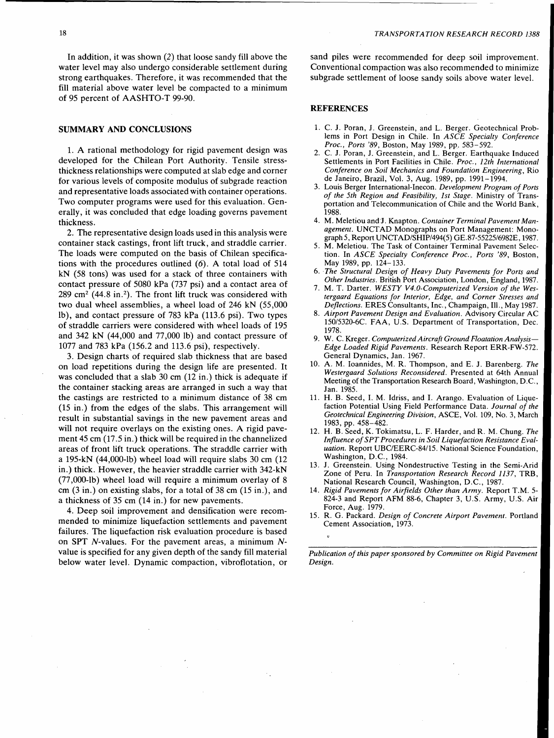In addition, it was shown (*2*) that loose sandy fill above the water level may also undergo considerable settlement during strong earthquakes. Therefore, it was recommended that the fill material above water level be compacted to a minimum of 95 percent of AASHTO-T 99-90.

## SUMMARY AND CONCLUSIONS

1. A rational methodology for rigid pavement design was developed for the Chilean Port Authority. Tensile stress-thickness relationships were computed at slab edge and corner for various levels of composite modulus of subgrade reaction and representative loads associated with container operations. Two computer programs were used for this evaluation. Generally, it was concluded that edge loading governs pavement thickness.

2. The representative design loads used in this analysis were container stack castings, front lift truck, and straddle carrier. The loads were computed on the basis of Chilean specifications with the procedures outlined (*6*). A total load of 514 kN (58 tons) was used for a stack of three containers with contact pressure of 5080 kPa (737 psi) and a contact area of 289 $cm^2$ (44.8 $in.^2$). The front lift truck was considered with two dual wheel assemblies, a wheel load of 246 kN (55,000 lb), and contact pressure of 783 kPa (113.6 psi). Two types of straddle carriers were considered with wheel loads of 195 and 342 kN (44,000 and 77,000 lb) and contact pressure of 1077 and 783 kPa (156.2 and 113.6 psi), respectively.

3. Design charts of required slab thickness that are based on load repetitions during the design life are presented. It was concluded that a slab 30 cm (12 in.) thick is adequate if the container stacking areas are arranged in such a way that the castings are restricted to a minimum distance of 38 cm (15 in.) from the edges of the slabs. This arrangement will result in substantial savings in the new pavement areas and will not require overlays on the existing ones. A rigid pavement 45 cm (17.5 in.) thick will be required in the channelized areas of front lift truck operations. The straddle carrier with a 195-kN (44,000-lb) wheel load will require slabs 30 cm (12 in.) thick. However, the heavier straddle carrier with 342-kN (77,000-lb) wheel load will require a minimum overlay of 8 cm (3 in.) on existing slabs, for a total of 38 cm (15 in.), and a thickness of 35 cm (14 in.) for new pavements.

4. Deep soil improvement and densification were recommended to minimize liquefaction settlements and pavement failures. The liquefaction risk evaluation procedure is based on SPT *N*-values. For the pavement areas, a minimum *N*-value is specified for any given depth of the sandy fill material below water level. Dynamic compaction, vibroflotation, or sand piles were recommended for deep soil improvement. Conventional compaction was also recommended to minimize subgrade settlement of loose sandy soils above water level.

## REFERENCES

1. C. J. Poran, J. Greenstein, and L. Berger. Geotechnical Problems in Port Design in Chile. In *ASCE Specialty Conference Proc., Ports '89*, Boston, May 1989, pp. 583–592.
2. C. J. Poran, J. Greenstein, and L. Berger. Earthquake Induced Settlements in Port Facilities in Chile. *Proc., 12th International Conference on Soil Mechanics and Foundation Engineering*, Rio de Janeiro, Brazil, Vol. 3, Aug. 1989, pp. 1991–1994.
3. Louis Berger International-Inecon. *Development Program of Ports of the 5th Region and Feasibility, 1st Stage*. Ministry of Transportation and Telecommunication of Chile and the World Bank, 1988.
4. M. Meletiou and J. Knapton. *Container Terminal Pavement Management*. UNCTAD Monographs on Port Management: Monograph 5, Report UNCTAD/SHIP/494(5) GE.87-55225/6982E, 1987.
5. M. Meletiou. The Task of Container Terminal Pavement Selection. In *ASCE Specialty Conference Proc., Ports '89*, Boston, May 1989, pp. 124–133.
6. *The Structural Design of Heavy Duty Pavements for Ports and Other Industries*. British Port Association, London, England, 1987.
7. M. T. Darter. *WESTY V4.0-Computerized Version of the Westergaard Equations for Interior, Edge, and Corner Stresses and Deflections*. ERES Consultants, Inc., Champaign, Ill., May 1987.
8. *Airport Pavement Design and Evaluation*. Advisory Circular AC 150/5320-6C. FAA, U.S. Department of Transportation, Dec. 1978.
9. W. C. Kreger. *Computerized Aircraft Ground Floatation Analysis—Edge Loaded Rigid Pavements*. Research Report ERR-FW-572. General Dynamics, Jan. 1967.
10. A. M. Ioannides, M. R. Thompson, and E. J. Barenberg. *The Westergaard Solutions Reconsidered*. Presented at 64th Annual Meeting of the Transportation Research Board, Washington, D.C., Jan. 1985.
11. H. B. Seed, I. M. Idriss, and I. Arango. Evaluation of Liquefaction Potential Using Field Performance Data. *Journal of the Geotechnical Engineering Division*, ASCE, Vol. 109, No. 3, March 1983, pp. 458–482.
12. H. B. Seed, K. Tokimatsu, L. F. Harder, and R. M. Chung. *The Influence of SPT Procedures in Soil Liquefaction Resistance Evaluation*. Report UBC/EERC-84/15. National Science Foundation, Washington, D.C., 1984.
13. J. Greenstein. Using Nondestructive Testing in the Semi-Arid Zone of Peru. In *Transportation Research Record 1137*, TRB, National Research Council, Washington, D.C., 1987.
14. *Rigid Pavements for Airfields Other than Army*. Report T.M. 5-824-3 and Report AFM 88-6, Chapter 3, U.S. Army, U.S. Air Force, Aug. 1979.
15. R. G. Packard. *Design of Concrete Airport Pavement*. Portland Cement Association, 1973.

*Publication of this paper sponsored by Committee on Rigid Pavement Design.*